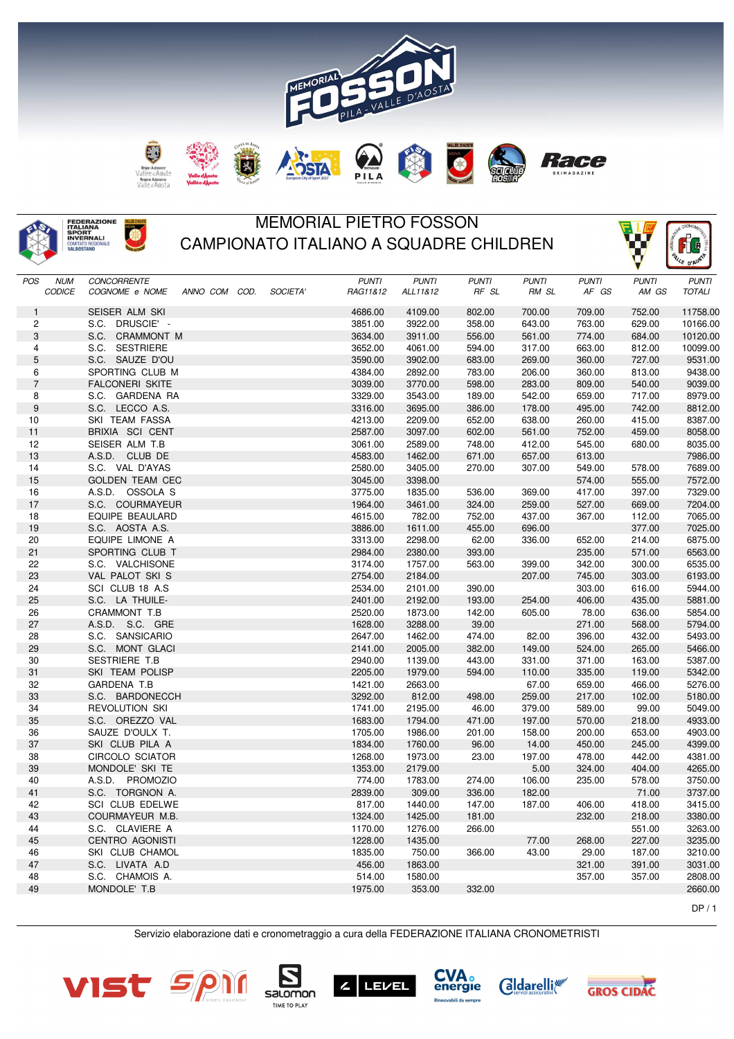# MEMORIAL PIETRO FOSSON

## CAMPIONATO ITALIANO A SQUADRE CHILDREN

| POS | NUM CODICE | CONCORRENTE COGNOME e NOME | ANNO | COM | COD. | SOCIETA' | PUNTI RAG11&12 | PUNTI ALL11&12 | PUNTI RF SL | PUNTI RM SL | PUNTI AF GS | PUNTI AM GS | PUNTI TOTALI |
|---|---|---|---|---|---|---|---|---|---|---|---|---|---|
| 1 | | SEISER ALM SKI | | | | | 4686.00 | 4109.00 | 802.00 | 700.00 | 709.00 | 752.00 | 11758.00 |
| 2 | | S.C. DRUSCIE' - | | | | | 3851.00 | 3922.00 | 358.00 | 643.00 | 763.00 | 629.00 | 10166.00 |
| 3 | | S.C. CRAMMONT M | | | | | 3634.00 | 3911.00 | 556.00 | 561.00 | 774.00 | 684.00 | 10120.00 |
| 4 | | S.C. SESTRIERE | | | | | 3652.00 | 4061.00 | 594.00 | 317.00 | 663.00 | 812.00 | 10099.00 |
| 5 | | S.C. SAUZE D'OU | | | | | 3590.00 | 3902.00 | 683.00 | 269.00 | 360.00 | 727.00 | 9531.00 |
| 6 | | SPORTING CLUB M | | | | | 4384.00 | 2892.00 | 783.00 | 206.00 | 360.00 | 813.00 | 9438.00 |
| 7 | | FALCONERI SKITE | | | | | 3039.00 | 3770.00 | 598.00 | 283.00 | 809.00 | 540.00 | 9039.00 |
| 8 | | S.C. GARDENA RA | | | | | 3329.00 | 3543.00 | 189.00 | 542.00 | 659.00 | 717.00 | 8979.00 |
| 9 | | S.C. LECCO A.S. | | | | | 3316.00 | 3695.00 | 386.00 | 178.00 | 495.00 | 742.00 | 8812.00 |
| 10 | | SKI TEAM FASSA | | | | | 4213.00 | 2209.00 | 652.00 | 638.00 | 260.00 | 415.00 | 8387.00 |
| 11 | | BRIXIA SCI CENT | | | | | 2587.00 | 3097.00 | 602.00 | 561.00 | 752.00 | 459.00 | 8058.00 |
| 12 | | SEISER ALM T.B | | | | | 3061.00 | 2589.00 | 748.00 | 412.00 | 545.00 | 680.00 | 8035.00 |
| 13 | | A.S.D. CLUB DE | | | | | 4583.00 | 1462.00 | 671.00 | 657.00 | 613.00 | | 7986.00 |
| 14 | | S.C. VAL D'AYAS | | | | | 2580.00 | 3405.00 | 270.00 | 307.00 | 549.00 | 578.00 | 7689.00 |
| 15 | | GOLDEN TEAM CEC | | | | | 3045.00 | 3398.00 | | | 574.00 | 555.00 | 7572.00 |
| 16 | | A.S.D. OSSOLA S | | | | | 3775.00 | 1835.00 | 536.00 | 369.00 | 417.00 | 397.00 | 7329.00 |
| 17 | | S.C. COURMAYEUR | | | | | 1964.00 | 3461.00 | 324.00 | 259.00 | 527.00 | 669.00 | 7204.00 |
| 18 | | EQUIPE BEAULARD | | | | | 4615.00 | 782.00 | 752.00 | 437.00 | 367.00 | 112.00 | 7065.00 |
| 19 | | S.C. AOSTA A.S. | | | | | 3886.00 | 1611.00 | 455.00 | 696.00 | | 377.00 | 7025.00 |
| 20 | | EQUIPE LIMONE A | | | | | 3313.00 | 2298.00 | 62.00 | 336.00 | 652.00 | 214.00 | 6875.00 |
| 21 | | SPORTING CLUB T | | | | | 2984.00 | 2380.00 | 393.00 | | 235.00 | 571.00 | 6563.00 |
| 22 | | S.C. VALCHISONE | | | | | 3174.00 | 1757.00 | 563.00 | 399.00 | 342.00 | 300.00 | 6535.00 |
| 23 | | VAL PALOT SKI S | | | | | 2754.00 | 2184.00 | | 207.00 | 745.00 | 303.00 | 6193.00 |
| 24 | | SCI CLUB 18 A.S | | | | | 2534.00 | 2101.00 | 390.00 | | 303.00 | 616.00 | 5944.00 |
| 25 | | S.C. LA THUILE- | | | | | 2401.00 | 2192.00 | 193.00 | 254.00 | 406.00 | 435.00 | 5881.00 |
| 26 | | CRAMMONT T.B | | | | | 2520.00 | 1873.00 | 142.00 | 605.00 | 78.00 | 636.00 | 5854.00 |
| 27 | | A.S.D. S.C. GRE | | | | | 1628.00 | 3288.00 | 39.00 | | 271.00 | 568.00 | 5794.00 |
| 28 | | S.C. SANSICARIO | | | | | 2647.00 | 1462.00 | 474.00 | 82.00 | 396.00 | 432.00 | 5493.00 |
| 29 | | S.C. MONT GLACI | | | | | 2141.00 | 2005.00 | 382.00 | 149.00 | 524.00 | 265.00 | 5466.00 |
| 30 | | SESTRIERE T.B | | | | | 2940.00 | 1139.00 | 443.00 | 331.00 | 371.00 | 163.00 | 5387.00 |
| 31 | | SKI TEAM POLISP | | | | | 2205.00 | 1979.00 | 594.00 | 110.00 | 335.00 | 119.00 | 5342.00 |
| 32 | | GARDENA T.B | | | | | 1421.00 | 2663.00 | | 67.00 | 659.00 | 466.00 | 5276.00 |
| 33 | | S.C. BARDONECCH | | | | | 3292.00 | 812.00 | 498.00 | 259.00 | 217.00 | 102.00 | 5180.00 |
| 34 | | REVOLUTION SKI | | | | | 1741.00 | 2195.00 | 46.00 | 379.00 | 589.00 | 99.00 | 5049.00 |
| 35 | | S.C. OREZZO VAL | | | | | 1683.00 | 1794.00 | 471.00 | 197.00 | 570.00 | 218.00 | 4933.00 |
| 36 | | SAUZE D'OULX T. | | | | | 1705.00 | 1986.00 | 201.00 | 158.00 | 200.00 | 653.00 | 4903.00 |
| 37 | | SKI CLUB PILA A | | | | | 1834.00 | 1760.00 | 96.00 | 14.00 | 450.00 | 245.00 | 4399.00 |
| 38 | | CIRCOLO SCIATOR | | | | | 1268.00 | 1973.00 | 23.00 | 197.00 | 478.00 | 442.00 | 4381.00 |
| 39 | | MONDOLE' SKI TE | | | | | 1353.00 | 2179.00 | | 5.00 | 324.00 | 404.00 | 4265.00 |
| 40 | | A.S.D. PROMOZIO | | | | | 774.00 | 1783.00 | 274.00 | 106.00 | 235.00 | 578.00 | 3750.00 |
| 41 | | S.C. TORGNON A. | | | | | 2839.00 | 309.00 | 336.00 | 182.00 | | 71.00 | 3737.00 |
| 42 | | SCI CLUB EDELWE | | | | | 817.00 | 1440.00 | 147.00 | 187.00 | 406.00 | 418.00 | 3415.00 |
| 43 | | COURMAYEUR M.B. | | | | | 1324.00 | 1425.00 | 181.00 | | 232.00 | 218.00 | 3380.00 |
| 44 | | S.C. CLAVIERE A | | | | | 1170.00 | 1276.00 | 266.00 | | | 551.00 | 3263.00 |
| 45 | | CENTRO AGONISTI | | | | | 1228.00 | 1435.00 | | 77.00 | 268.00 | 227.00 | 3235.00 |
| 46 | | SKI CLUB CHAMOL | | | | | 1835.00 | 750.00 | 366.00 | 43.00 | 29.00 | 187.00 | 3210.00 |
| 47 | | S.C. LIVATA A.D | | | | | 456.00 | 1863.00 | | | 321.00 | 391.00 | 3031.00 |
| 48 | | S.C. CHAMOIS A. | | | | | 514.00 | 1580.00 | | | 357.00 | 357.00 | 2808.00 |
| 49 | | MONDOLE' T.B | | | | | 1975.00 | 353.00 | 332.00 | | | | 2660.00 |

DP / 1

Servizio elaborazione dati e cronometraggio a cura della FEDERAZIONE ITALIANA CRONOMETRISTI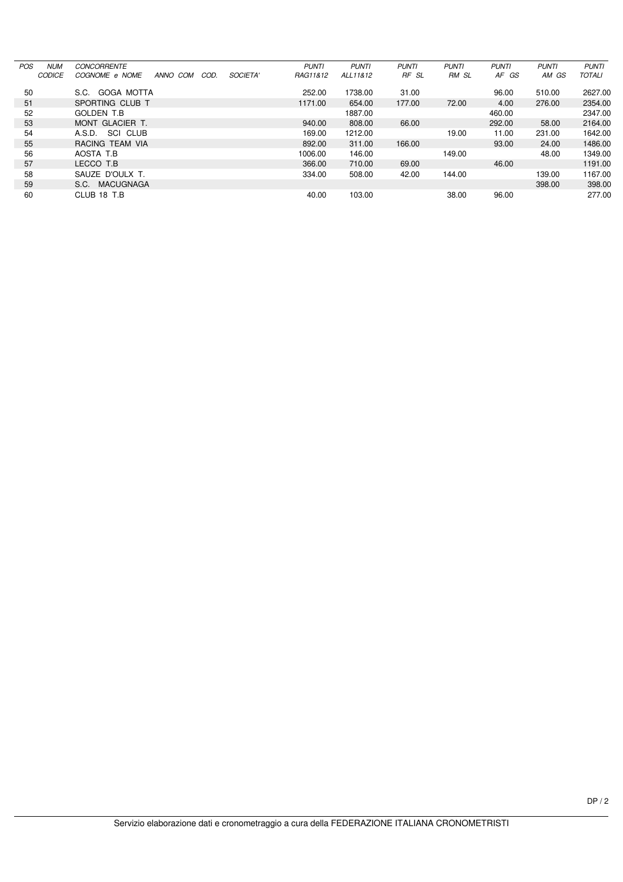| POS | NUM CODICE | CONCORRENTE COGNOME e NOME | ANNO | COM | COD. | SOCIETA' | PUNTI RAG11&12 | PUNTI ALL11&12 | PUNTI RF SL | PUNTI RM SL | PUNTI AF GS | PUNTI AM GS | PUNTI TOTALI |
|---|---|---|---|---|---|---|---|---|---|---|---|---|---|
| 50 | | S.C. GOGA MOTTA | | | | | 252.00 | 1738.00 | 31.00 | | 96.00 | 510.00 | 2627.00 |
| 51 | | SPORTING CLUB T | | | | | 1171.00 | 654.00 | 177.00 | 72.00 | 4.00 | 276.00 | 2354.00 |
| 52 | | GOLDEN T.B | | | | | | 1887.00 | | | 460.00 | | 2347.00 |
| 53 | | MONT GLACIER T. | | | | | 940.00 | 808.00 | 66.00 | | 292.00 | 58.00 | 2164.00 |
| 54 | | A.S.D. SCI CLUB | | | | | 169.00 | 1212.00 | | 19.00 | 11.00 | 231.00 | 1642.00 |
| 55 | | RACING TEAM VIA | | | | | 892.00 | 311.00 | 166.00 | | 93.00 | 24.00 | 1486.00 |
| 56 | | AOSTA T.B | | | | | 1006.00 | 146.00 | | 149.00 | | 48.00 | 1349.00 |
| 57 | | LECCO T.B | | | | | 366.00 | 710.00 | 69.00 | | 46.00 | | 1191.00 |
| 58 | | SAUZE D'OULX T. | | | | | 334.00 | 508.00 | 42.00 | 144.00 | | 139.00 | 1167.00 |
| 59 | | S.C. MACUGNAGA | | | | | | | | | | 398.00 | 398.00 |
| 60 | | CLUB 18 T.B | | | | | 40.00 | 103.00 | | 38.00 | 96.00 | | 277.00 |